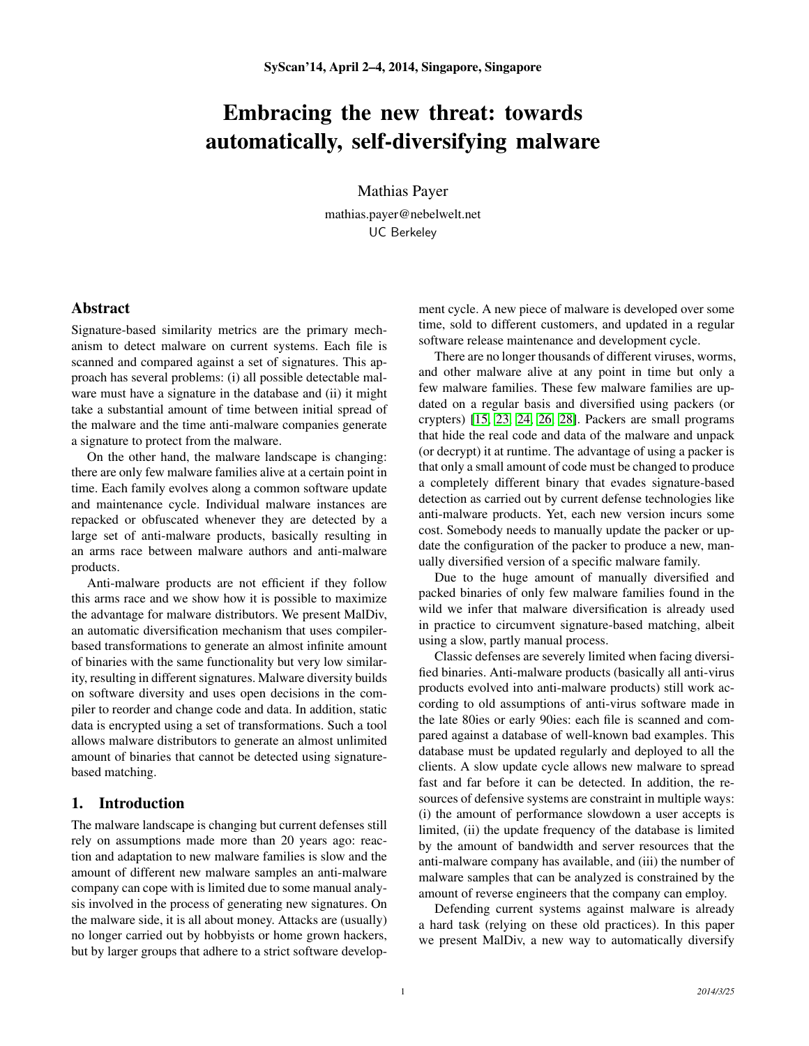# Embracing the new threat: towards automatically, self-diversifying malware

Mathias Payer

mathias.payer@nebelwelt.net
UC Berkeley

SyScan'14, April 2–4, 2014, Singapore, Singapore

## Abstract

Signature-based similarity metrics are the primary mechanism to detect malware on current systems. Each file is scanned and compared against a set of signatures. This approach has several problems: (i) all possible detectable malware must have a signature in the database and (ii) it might take a substantial amount of time between initial spread of the malware and the time anti-malware companies generate a signature to protect from the malware.

On the other hand, the malware landscape is changing: there are only few malware families alive at a certain point in time. Each family evolves along a common software update and maintenance cycle. Individual malware instances are repacked or obfuscated whenever they are detected by a large set of anti-malware products, basically resulting in an arms race between malware authors and anti-malware products.

Anti-malware products are not efficient if they follow this arms race and we show how it is possible to maximize the advantage for malware distributors. We present MalDiv, an automatic diversification mechanism that uses compiler-based transformations to generate an almost infinite amount of binaries with the same functionality but very low similarity, resulting in different signatures. Malware diversity builds on software diversity and uses open decisions in the compiler to reorder and change code and data. In addition, static data is encrypted using a set of transformations. Such a tool allows malware distributors to generate an almost unlimited amount of binaries that cannot be detected using signature-based matching.

## 1. Introduction

The malware landscape is changing but current defenses still rely on assumptions made more than 20 years ago: reaction and adaptation to new malware families is slow and the amount of different new malware samples an anti-malware company can cope with is limited due to some manual analysis involved in the process of generating new signatures. On the malware side, it is all about money. Attacks are (usually) no longer carried out by hobbyists or home grown hackers, but by larger groups that adhere to a strict software development cycle. A new piece of malware is developed over some time, sold to different customers, and updated in a regular software release maintenance and development cycle.

There are no longer thousands of different viruses, worms, and other malware alive at any point in time but only a few malware families. These few malware families are updated on a regular basis and diversified using packers (or crypters) [15, 23, 24, 26, 28]. Packers are small programs that hide the real code and data of the malware and unpack (or decrypt) it at runtime. The advantage of using a packer is that only a small amount of code must be changed to produce a completely different binary that evades signature-based detection as carried out by current defense technologies like anti-malware products. Yet, each new version incurs some cost. Somebody needs to manually update the packer or update the configuration of the packer to produce a new, manually diversified version of a specific malware family.

Due to the huge amount of manually diversified and packed binaries of only few malware families found in the wild we infer that malware diversification is already used in practice to circumvent signature-based matching, albeit using a slow, partly manual process.

Classic defenses are severely limited when facing diversified binaries. Anti-malware products (basically all anti-virus products evolved into anti-malware products) still work according to old assumptions of anti-virus software made in the late 80ies or early 90ies: each file is scanned and compared against a database of well-known bad examples. This database must be updated regularly and deployed to all the clients. A slow update cycle allows new malware to spread fast and far before it can be detected. In addition, the resources of defensive systems are constraint in multiple ways: (i) the amount of performance slowdown a user accepts is limited, (ii) the update frequency of the database is limited by the amount of bandwidth and server resources that the anti-malware company has available, and (iii) the number of malware samples that can be analyzed is constrained by the amount of reverse engineers that the company can employ.

Defending current systems against malware is already a hard task (relying on these old practices). In this paper we present MalDiv, a new way to automatically diversify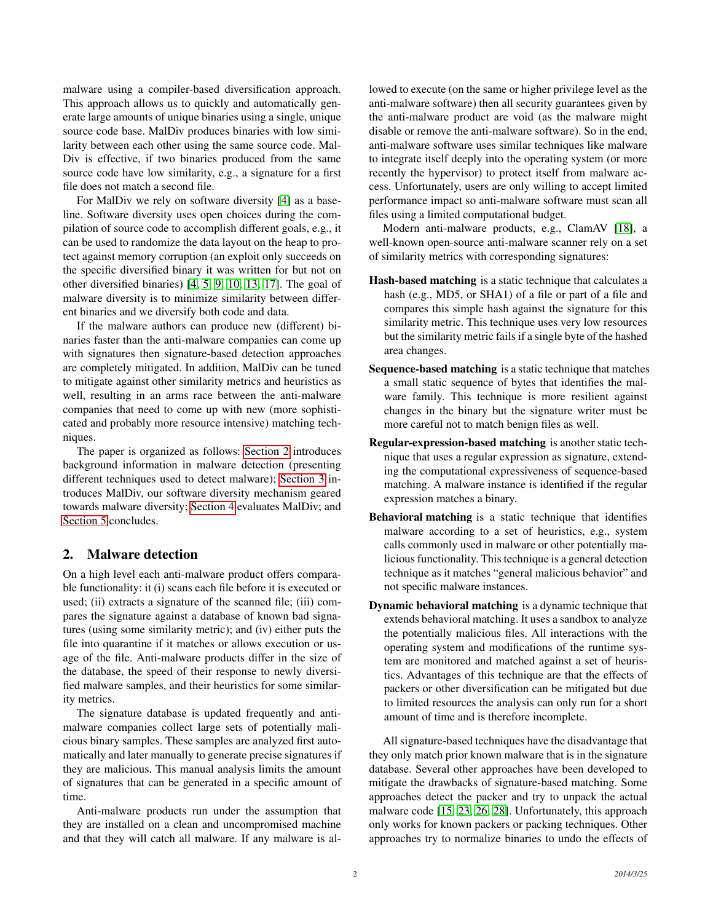malware using a compiler-based diversification approach. This approach allows us to quickly and automatically generate large amounts of unique binaries using a single, unique source code base. MalDiv produces binaries with low similarity between each other using the same source code. MalDiv is effective, if two binaries produced from the same source code have low similarity, e.g., a signature for a first file does not match a second file.

For MalDiv we rely on software diversity [4] as a baseline. Software diversity uses open choices during the compilation of source code to accomplish different goals, e.g., it can be used to randomize the data layout on the heap to protect against memory corruption (an exploit only succeeds on the specific diversified binary it was written for but not on other diversified binaries) [4, 5, 9, 10, 13, 17]. The goal of malware diversity is to minimize similarity between different binaries and we diversify both code and data.

If the malware authors can produce new (different) binaries faster than the anti-malware companies can come up with signatures then signature-based detection approaches are completely mitigated. In addition, MalDiv can be tuned to mitigate against other similarity metrics and heuristics as well, resulting in an arms race between the anti-malware companies that need to come up with new (more sophisticated and probably more resource intensive) matching techniques.

The paper is organized as follows: Section 2 introduces background information in malware detection (presenting different techniques used to detect malware); Section 3 introduces MalDiv, our software diversity mechanism geared towards malware diversity; Section 4 evaluates MalDiv; and Section 5 concludes.

## 2. Malware detection

On a high level each anti-malware product offers comparable functionality: it (i) scans each file before it is executed or used; (ii) extracts a signature of the scanned file; (iii) compares the signature against a database of known bad signatures (using some similarity metric); and (iv) either puts the file into quarantine if it matches or allows execution or usage of the file. Anti-malware products differ in the size of the database, the speed of their response to newly diversified malware samples, and their heuristics for some similarity metrics.

The signature database is updated frequently and anti-malware companies collect large sets of potentially malicious binary samples. These samples are analyzed first automatically and later manually to generate precise signatures if they are malicious. This manual analysis limits the amount of signatures that can be generated in a specific amount of time.

Anti-malware products run under the assumption that they are installed on a clean and uncompromised machine and that they will catch all malware. If any malware is allowed to execute (on the same or higher privilege level as the anti-malware software) then all security guarantees given by the anti-malware product are void (as the malware might disable or remove the anti-malware software). So in the end, anti-malware software uses similar techniques like malware to integrate itself deeply into the operating system (or more recently the hypervisor) to protect itself from malware access. Unfortunately, users are only willing to accept limited performance impact so anti-malware software must scan all files using a limited computational budget.

Modern anti-malware products, e.g., ClamAV [18], a well-known open-source anti-malware scanner rely on a set of similarity metrics with corresponding signatures:

**Hash-based matching** is a static technique that calculates a hash (e.g., MD5, or SHA1) of a file or part of a file and compares this simple hash against the signature for this similarity metric. This technique uses very low resources but the similarity metric fails if a single byte of the hashed area changes.

**Sequence-based matching** is a static technique that matches a small static sequence of bytes that identifies the malware family. This technique is more resilient against changes in the binary but the signature writer must be more careful not to match benign files as well.

**Regular-expression-based matching** is another static technique that uses a regular expression as signature, extending the computational expressiveness of sequence-based matching. A malware instance is identified if the regular expression matches a binary.

**Behavioral matching** is a static technique that identifies malware according to a set of heuristics, e.g., system calls commonly used in malware or other potentially malicious functionality. This technique is a general detection technique as it matches "general malicious behavior" and not specific malware instances.

**Dynamic behavioral matching** is a dynamic technique that extends behavioral matching. It uses a sandbox to analyze the potentially malicious files. All interactions with the operating system and modifications of the runtime system are monitored and matched against a set of heuristics. Advantages of this technique are that the effects of packers or other diversification can be mitigated but due to limited resources the analysis can only run for a short amount of time and is therefore incomplete.

All signature-based techniques have the disadvantage that they only match prior known malware that is in the signature database. Several other approaches have been developed to mitigate the drawbacks of signature-based matching. Some approaches detect the packer and try to unpack the actual malware code [15, 23, 26, 28]. Unfortunately, this approach only works for known packers or packing techniques. Other approaches try to normalize binaries to undo the effects of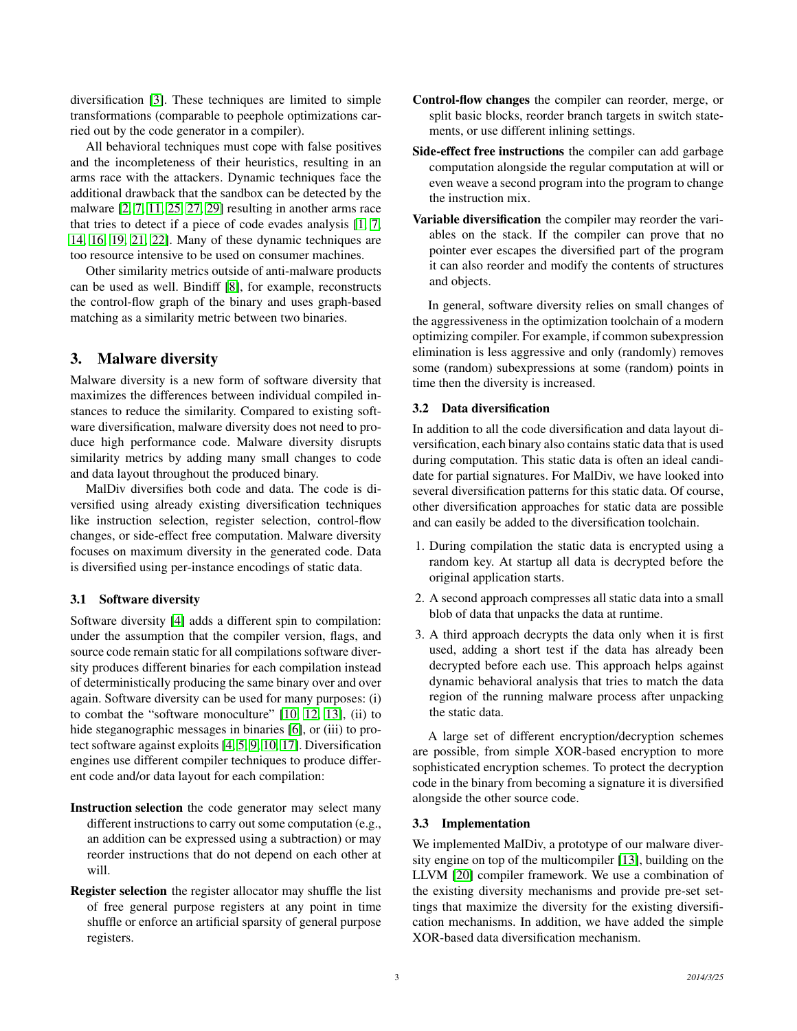diversification [3]. These techniques are limited to simple transformations (comparable to peephole optimizations carried out by the code generator in a compiler).

All behavioral techniques must cope with false positives and the incompleteness of their heuristics, resulting in an arms race with the attackers. Dynamic techniques face the additional drawback that the sandbox can be detected by the malware [2, 7, 11, 25, 27, 29] resulting in another arms race that tries to detect if a piece of code evades analysis [1, 7, 14, 16, 19, 21, 22]. Many of these dynamic techniques are too resource intensive to be used on consumer machines.

Other similarity metrics outside of anti-malware products can be used as well. Bindiff [8], for example, reconstructs the control-flow graph of the binary and uses graph-based matching as a similarity metric between two binaries.

## 3. Malware diversity

Malware diversity is a new form of software diversity that maximizes the differences between individual compiled instances to reduce the similarity. Compared to existing software diversification, malware diversity does not need to produce high performance code. Malware diversity disrupts similarity metrics by adding many small changes to code and data layout throughout the produced binary.

MalDiv diversifies both code and data. The code is diversified using already existing diversification techniques like instruction selection, register selection, control-flow changes, or side-effect free computation. Malware diversity focuses on maximum diversity in the generated code. Data is diversified using per-instance encodings of static data.

### 3.1 Software diversity

Software diversity [4] adds a different spin to compilation: under the assumption that the compiler version, flags, and source code remain static for all compilations software diversity produces different binaries for each compilation instead of deterministically producing the same binary over and over again. Software diversity can be used for many purposes: (i) to combat the "software monoculture" [10, 12, 13], (ii) to hide steganographic messages in binaries [6], or (iii) to protect software against exploits [4, 5, 9, 10, 17]. Diversification engines use different compiler techniques to produce different code and/or data layout for each compilation:

**Instruction selection** the code generator may select many different instructions to carry out some computation (e.g., an addition can be expressed using a subtraction) or may reorder instructions that do not depend on each other at will.

**Register selection** the register allocator may shuffle the list of free general purpose registers at any point in time shuffle or enforce an artificial sparsity of general purpose registers.

**Control-flow changes** the compiler can reorder, merge, or split basic blocks, reorder branch targets in switch statements, or use different inlining settings.

**Side-effect free instructions** the compiler can add garbage computation alongside the regular computation at will or even weave a second program into the program to change the instruction mix.

**Variable diversification** the compiler may reorder the variables on the stack. If the compiler can prove that no pointer ever escapes the diversified part of the program it can also reorder and modify the contents of structures and objects.

In general, software diversity relies on small changes of the aggressiveness in the optimization toolchain of a modern optimizing compiler. For example, if common subexpression elimination is less aggressive and only (randomly) removes some (random) subexpressions at some (random) points in time then the diversity is increased.

### 3.2 Data diversification

In addition to all the code diversification and data layout diversification, each binary also contains static data that is used during computation. This static data is often an ideal candidate for partial signatures. For MalDiv, we have looked into several diversification patterns for this static data. Of course, other diversification approaches for static data are possible and can easily be added to the diversification toolchain.

1. During compilation the static data is encrypted using a random key. At startup all data is decrypted before the original application starts.
2. A second approach compresses all static data into a small blob of data that unpacks the data at runtime.
3. A third approach decrypts the data only when it is first used, adding a short test if the data has already been decrypted before each use. This approach helps against dynamic behavioral analysis that tries to match the data region of the running malware process after unpacking the static data.

A large set of different encryption/decryption schemes are possible, from simple XOR-based encryption to more sophisticated encryption schemes. To protect the decryption code in the binary from becoming a signature it is diversified alongside the other source code.

### 3.3 Implementation

We implemented MalDiv, a prototype of our malware diversity engine on top of the multicompiler [13], building on the LLVM [20] compiler framework. We use a combination of the existing diversity mechanisms and provide pre-set settings that maximize the diversity for the existing diversification mechanisms. In addition, we have added the simple XOR-based data diversification mechanism.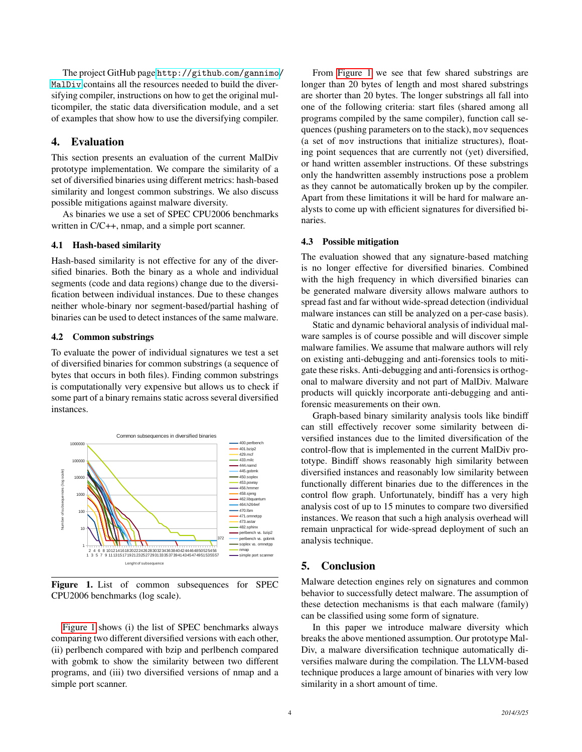The project GitHub page `http://github.com/gannimo/MalDiv` contains all the resources needed to build the diversifying compiler, instructions on how to get the original multicompiler, the static data diversification module, and a set of examples that show how to use the diversifying compiler.

## 4. Evaluation

This section presents an evaluation of the current MalDiv prototype implementation. We compare the similarity of a set of diversified binaries using different metrics: hash-based similarity and longest common substrings. We also discuss possible mitigations against malware diversity.

As binaries we use a set of SPEC CPU2006 benchmarks written in C/C++, nmap, and a simple port scanner.

### 4.1 Hash-based similarity

Hash-based similarity is not effective for any of the diversified binaries. Both the binary as a whole and individual segments (code and data regions) change due to the diversification between individual instances. Due to these changes neither whole-binary nor segment-based/partial hashing of binaries can be used to detect instances of the same malware.

### 4.2 Common substrings

To evaluate the power of individual signatures we test a set of diversified binaries for common substrings (a sequence of bytes that occurs in both files). Finding common substrings is computationally very expensive but allows us to check if some part of a binary remains static across several diversified instances.

Figure 1. List of common subsequences for SPEC CPU2006 benchmarks (log scale).

Figure 1 shows (i) the list of SPEC benchmarks always comparing two different diversified versions with each other, (ii) perlbench compared with bzip and perlbench compared with gobmk to show the similarity between two different programs, and (iii) two diversified versions of nmap and a simple port scanner.

From Figure 1 we see that few shared substrings are longer than 20 bytes of length and most shared substrings are shorter than 20 bytes. The longer substrings all fall into one of the following criteria: start files (shared among all programs compiled by the same compiler), function call sequences (pushing parameters on to the stack), `mov` sequences (a set of `mov` instructions that initialize structures), floating point sequences that are currently not (yet) diversified, or hand written assembler instructions. Of these substrings only the handwritten assembly instructions pose a problem as they cannot be automatically broken up by the compiler. Apart from these limitations it will be hard for malware analysts to come up with efficient signatures for diversified binaries.

### 4.3 Possible mitigation

The evaluation showed that any signature-based matching is no longer effective for diversified binaries. Combined with the high frequency in which diversified binaries can be generated malware diversity allows malware authors to spread fast and far without wide-spread detection (individual malware instances can still be analyzed on a per-case basis).

Static and dynamic behavioral analysis of individual malware samples is of course possible and will discover simple malware families. We assume that malware authors will rely on existing anti-debugging and anti-forensics tools to mitigate these risks. Anti-debugging and anti-forensics is orthogonal to malware diversity and not part of MalDiv. Malware products will quickly incorporate anti-debugging and anti-forensic measurements on their own.

Graph-based binary similarity analysis tools like bindiff can still effectively recover some similarity between diversified instances due to the limited diversification of the control-flow that is implemented in the current MalDiv prototype. Bindiff shows reasonably high similarity between diversified instances and reasonably low similarity between functionally different binaries due to the differences in the control flow graph. Unfortunately, bindiff has a very high analysis cost of up to 15 minutes to compare two diversified instances. We reason that such a high analysis overhead will remain unpractical for wide-spread deployment of such an analysis technique.

## 5. Conclusion

Malware detection engines rely on signatures and common behavior to successfully detect malware. The assumption of these detection mechanisms is that each malware (family) can be classified using some form of signature.

In this paper we introduce malware diversity which breaks the above mentioned assumption. Our prototype MalDiv, a malware diversification technique automatically diversifies malware during the compilation. The LLVM-based technique produces a large amount of binaries with very low similarity in a short amount of time.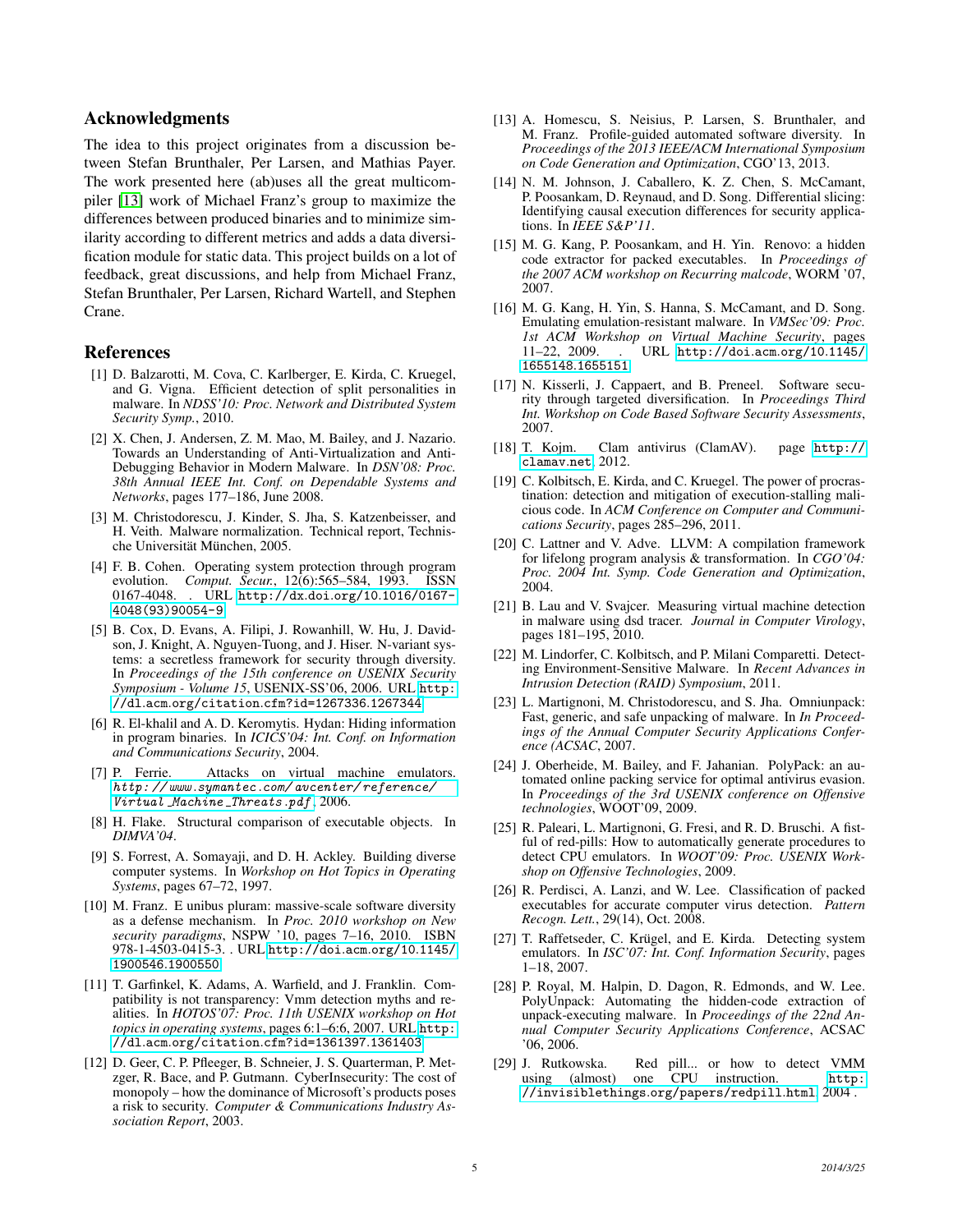## Acknowledgments

The idea to this project originates from a discussion between Stefan Brunthaler, Per Larsen, and Mathias Payer. The work presented here (ab)uses all the great multicompiler [13] work of Michael Franz's group to maximize the differences between produced binaries and to minimize similarity according to different metrics and adds a data diversification module for static data. This project builds on a lot of feedback, great discussions, and help from Michael Franz, Stefan Brunthaler, Per Larsen, Richard Wartell, and Stephen Crane.

## References

[1] D. Balzarotti, M. Cova, C. Karlberger, E. Kirda, C. Kruegel, and G. Vigna. Efficient detection of split personalities in malware. In *NDSS'10: Proc. Network and Distributed System Security Symp.*, 2010.

[2] X. Chen, J. Andersen, Z. M. Mao, M. Bailey, and J. Nazario. Towards an Understanding of Anti-Virtualization and Anti-Debugging Behavior in Modern Malware. In *DSN'08: Proc. 38th Annual IEEE Int. Conf. on Dependable Systems and Networks*, pages 177–186, June 2008.

[3] M. Christodorescu, J. Kinder, S. Jha, S. Katzenbeisser, and H. Veith. Malware normalization. Technical report, Technische Universität München, 2005.

[4] F. B. Cohen. Operating system protection through program evolution. *Comput. Secur.*, 12(6):565–584, 1993. ISSN 0167-4048. . URL http://dx.doi.org/10.1016/0167-4048(93)90054-9.

[5] B. Cox, D. Evans, A. Filipi, J. Rowanhill, W. Hu, J. Davidson, J. Knight, A. Nguyen-Tuong, and J. Hiser. N-variant systems: a secretless framework for security through diversity. In *Proceedings of the 15th conference on USENIX Security Symposium - Volume 15*, USENIX-SS'06, 2006. URL http://dl.acm.org/citation.cfm?id=1267336.1267344.

[6] R. El-khalil and A. D. Keromytis. Hydan: Hiding information in program binaries. In *ICICS'04: Int. Conf. on Information and Communications Security*, 2004.

[7] P. Ferrie. Attacks on virtual machine emulators. *http://www.symantec.com/avcenter/reference/Virtual_Machine_Threats.pdf*, 2006.

[8] H. Flake. Structural comparison of executable objects. In *DIMVA'04*.

[9] S. Forrest, A. Somayaji, and D. H. Ackley. Building diverse computer systems. In *Workshop on Hot Topics in Operating Systems*, pages 67–72, 1997.

[10] M. Franz. E unibus pluram: massive-scale software diversity as a defense mechanism. In *Proc. 2010 workshop on New security paradigms*, NSPW '10, pages 7–16, 2010. ISBN 978-1-4503-0415-3. . URL http://doi.acm.org/10.1145/1900546.1900550.

[11] T. Garfinkel, K. Adams, A. Warfield, and J. Franklin. Compatibility is not transparency: Vmm detection myths and realities. In *HOTOS'07: Proc. 11th USENIX workshop on Hot topics in operating systems*, pages 6:1–6:6, 2007. URL http://dl.acm.org/citation.cfm?id=1361397.1361403.

[12] D. Geer, C. P. Pfleeger, B. Schneier, J. S. Quarterman, P. Metzger, R. Bace, and P. Gutmann. CyberInsecurity: The cost of monopoly – how the dominance of Microsoft's products poses a risk to security. *Computer & Communications Industry Association Report*, 2003.

[13] A. Homescu, S. Neisius, P. Larsen, S. Brunthaler, and M. Franz. Profile-guided automated software diversity. In *Proceedings of the 2013 IEEE/ACM International Symposium on Code Generation and Optimization*, CGO'13, 2013.

[14] N. M. Johnson, J. Caballero, K. Z. Chen, S. McCamant, P. Poosankam, D. Reynaud, and D. Song. Differential slicing: Identifying causal execution differences for security applications. In *IEEE S&P'11*.

[15] M. G. Kang, P. Poosankam, and H. Yin. Renovo: a hidden code extractor for packed executables. In *Proceedings of the 2007 ACM workshop on Recurring malcode*, WORM '07, 2007.

[16] M. G. Kang, H. Yin, S. Hanna, S. McCamant, and D. Song. Emulating emulation-resistant malware. In *VMSec'09: Proc. 1st ACM Workshop on Virtual Machine Security*, pages 11–22, 2009. . URL http://doi.acm.org/10.1145/1655148.1655151.

[17] N. Kisserli, J. Cappaert, and B. Preneel. Software security through targeted diversification. In *Proceedings Third Int. Workshop on Code Based Software Security Assessments*, 2007.

[18] T. Kojm. Clam antivirus (ClamAV). page http://clamav.net, 2012.

[19] C. Kolbitsch, E. Kirda, and C. Kruegel. The power of procrastination: detection and mitigation of execution-stalling malicious code. In *ACM Conference on Computer and Communications Security*, pages 285–296, 2011.

[20] C. Lattner and V. Adve. LLVM: A compilation framework for lifelong program analysis & transformation. In *CGO'04: Proc. 2004 Int. Symp. Code Generation and Optimization*, 2004.

[21] B. Lau and V. Svajcer. Measuring virtual machine detection in malware using dsd tracer. *Journal in Computer Virology*, pages 181–195, 2010.

[22] M. Lindorfer, C. Kolbitsch, and P. Milani Comparetti. Detecting Environment-Sensitive Malware. In *Recent Advances in Intrusion Detection (RAID) Symposium*, 2011.

[23] L. Martignoni, M. Christodorescu, and S. Jha. Omniunpack: Fast, generic, and safe unpacking of malware. In *In Proceedings of the Annual Computer Security Applications Conference (ACSAC*, 2007.

[24] J. Oberheide, M. Bailey, and F. Jahanian. PolyPack: an automated online packing service for optimal antivirus evasion. In *Proceedings of the 3rd USENIX conference on Offensive technologies*, WOOT'09, 2009.

[25] R. Paleari, L. Martignoni, G. Fresi, and R. D. Bruschi. A fistful of red-pills: How to automatically generate procedures to detect CPU emulators. In *WOOT'09: Proc. USENIX Workshop on Offensive Technologies*, 2009.

[26] R. Perdisci, A. Lanzi, and W. Lee. Classification of packed executables for accurate computer virus detection. *Pattern Recogn. Lett.*, 29(14), Oct. 2008.

[27] T. Raffetseder, C. Krügel, and E. Kirda. Detecting system emulators. In *ISC'07: Int. Conf. Information Security*, pages 1–18, 2007.

[28] P. Royal, M. Halpin, D. Dagon, R. Edmonds, and W. Lee. PolyUnpack: Automating the hidden-code extraction of unpack-executing malware. In *Proceedings of the 22nd Annual Computer Security Applications Conference*, ACSAC '06, 2006.

[29] J. Rutkowska. Red pill... or how to detect VMM using (almost) one CPU instruction. http://invisiblethings.org/papers/redpill.html, 2004 .